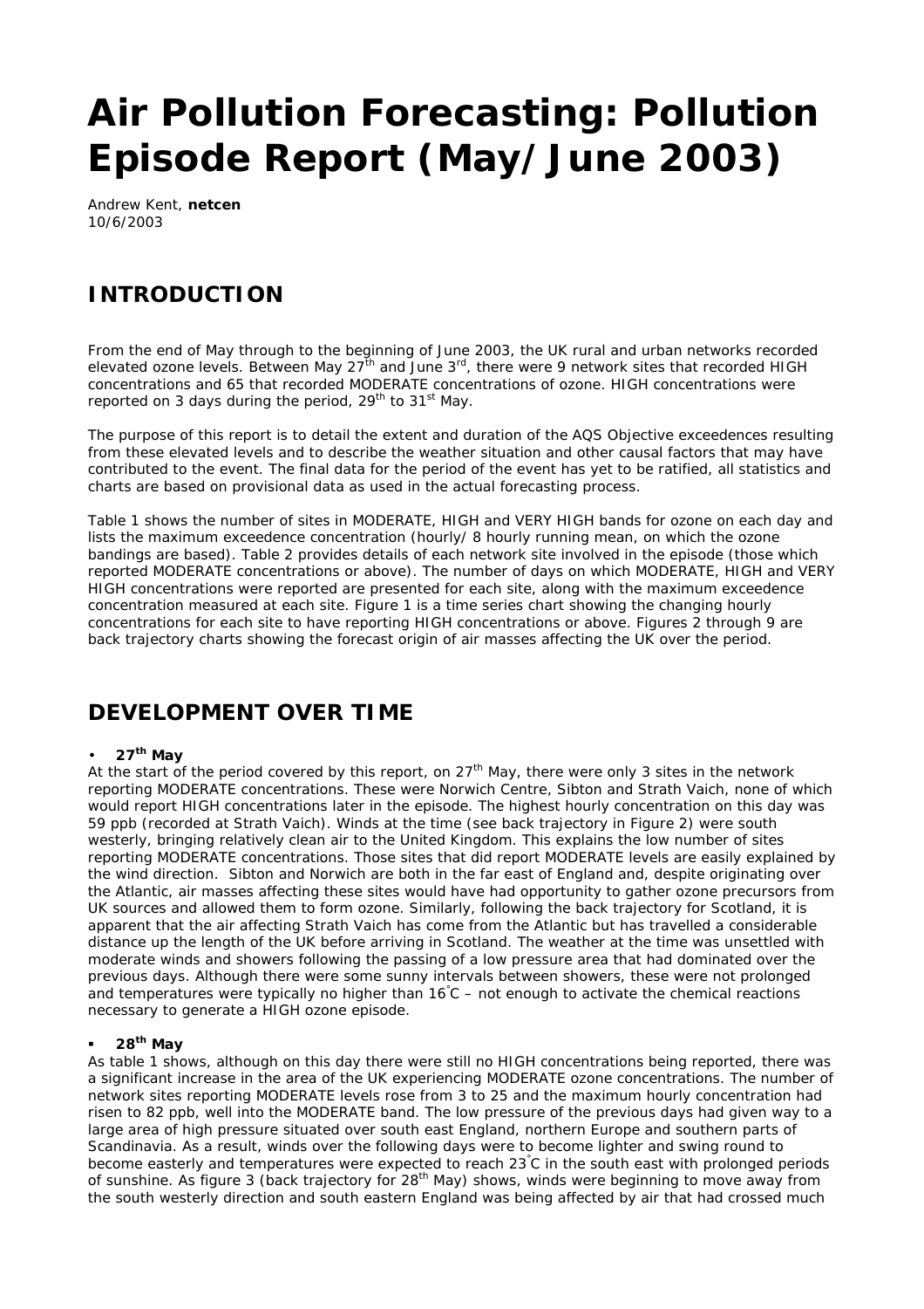# Air Pollution Forecasting: Pollution Episode Report (May/June 2003)

Andrew Kent, **netcen**
10/6/2003

## INTRODUCTION

From the end of May through to the beginning of June 2003, the UK rural and urban networks recorded elevated ozone levels. Between May 27th and June 3rd, there were 9 network sites that recorded HIGH concentrations and 65 that recorded MODERATE concentrations of ozone. HIGH concentrations were reported on 3 days during the period, 29th to 31st May.

The purpose of this report is to detail the extent and duration of the AQS Objective exceedences resulting from these elevated levels and to describe the weather situation and other causal factors that may have contributed to the event. The final data for the period of the event has yet to be ratified, all statistics and charts are based on provisional data as used in the actual forecasting process.

Table 1 shows the number of sites in MODERATE, HIGH and VERY HIGH bands for ozone on each day and lists the maximum exceedence concentration (hourly/ 8 hourly running mean, on which the ozone bandings are based). Table 2 provides details of each network site involved in the episode (those which reported MODERATE concentrations or above). The number of days on which MODERATE, HIGH and VERY HIGH concentrations were reported are presented for each site, along with the maximum exceedence concentration measured at each site. Figure 1 is a time series chart showing the changing hourly concentrations for each site to have reporting HIGH concentrations or above. Figures 2 through 9 are back trajectory charts showing the forecast origin of air masses affecting the UK over the period.

## DEVELOPMENT OVER TIME

- **27th May**

At the start of the period covered by this report, on 27th May, there were only 3 sites in the network reporting MODERATE concentrations. These were Norwich Centre, Sibton and Strath Vaich, none of which would report HIGH concentrations later in the episode. The highest hourly concentration on this day was 59 ppb (recorded at Strath Vaich). Winds at the time (see back trajectory in Figure 2) were south westerly, bringing relatively clean air to the United Kingdom. This explains the low number of sites reporting MODERATE concentrations. Those sites that did report MODERATE levels are easily explained by the wind direction. Sibton and Norwich are both in the far east of England and, despite originating over the Atlantic, air masses affecting these sites would have had opportunity to gather ozone precursors from UK sources and allowed them to form ozone. Similarly, following the back trajectory for Scotland, it is apparent that the air affecting Strath Vaich has come from the Atlantic but has travelled a considerable distance up the length of the UK before arriving in Scotland. The weather at the time was unsettled with moderate winds and showers following the passing of a low pressure area that had dominated over the previous days. Although there were some sunny intervals between showers, these were not prolonged and temperatures were typically no higher than 16°C – not enough to activate the chemical reactions necessary to generate a HIGH ozone episode.

- **28th May**

As table 1 shows, although on this day there were still no HIGH concentrations being reported, there was a significant increase in the area of the UK experiencing MODERATE ozone concentrations. The number of network sites reporting MODERATE levels rose from 3 to 25 and the maximum hourly concentration had risen to 82 ppb, well into the MODERATE band. The low pressure of the previous days had given way to a large area of high pressure situated over south east England, northern Europe and southern parts of Scandinavia. As a result, winds over the following days were to become lighter and swing round to become easterly and temperatures were expected to reach 23°C in the south east with prolonged periods of sunshine. As figure 3 (back trajectory for 28th May) shows, winds were beginning to move away from the south westerly direction and south eastern England was being affected by air that had crossed much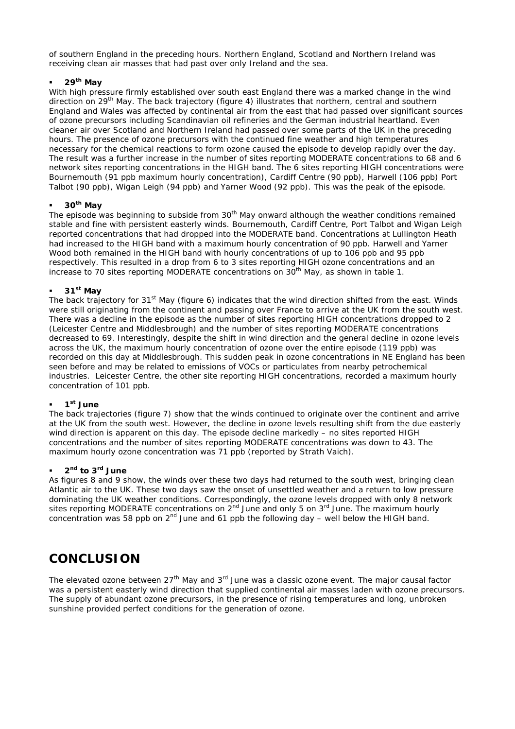of southern England in the preceding hours. Northern England, Scotland and Northern Ireland was receiving clean air masses that had past over only Ireland and the sea.

- **29th May**

With high pressure firmly established over south east England there was a marked change in the wind direction on 29th May. The back trajectory (figure 4) illustrates that northern, central and southern England and Wales was affected by continental air from the east that had passed over significant sources of ozone precursors including Scandinavian oil refineries and the German industrial heartland. Even cleaner air over Scotland and Northern Ireland had passed over some parts of the UK in the preceding hours. The presence of ozone precursors with the continued fine weather and high temperatures necessary for the chemical reactions to form ozone caused the episode to develop rapidly over the day. The result was a further increase in the number of sites reporting MODERATE concentrations to 68 and 6 network sites reporting concentrations in the HIGH band. The 6 sites reporting HIGH concentrations were Bournemouth (91 ppb maximum hourly concentration), Cardiff Centre (90 ppb), Harwell (106 ppb) Port Talbot (90 ppb), Wigan Leigh (94 ppb) and Yarner Wood (92 ppb). This was the peak of the episode.

- **30th May**

The episode was beginning to subside from 30th May onward although the weather conditions remained stable and fine with persistent easterly winds. Bournemouth, Cardiff Centre, Port Talbot and Wigan Leigh reported concentrations that had dropped into the MODERATE band. Concentrations at Lullington Heath had increased to the HIGH band with a maximum hourly concentration of 90 ppb. Harwell and Yarner Wood both remained in the HIGH band with hourly concentrations of up to 106 ppb and 95 ppb respectively. This resulted in a drop from 6 to 3 sites reporting HIGH ozone concentrations and an increase to 70 sites reporting MODERATE concentrations on 30th May, as shown in table 1.

- **31st May**

The back trajectory for 31st May (figure 6) indicates that the wind direction shifted from the east. Winds were still originating from the continent and passing over France to arrive at the UK from the south west. There was a decline in the episode as the number of sites reporting HIGH concentrations dropped to 2 (Leicester Centre and Middlesbrough) and the number of sites reporting MODERATE concentrations decreased to 69. Interestingly, despite the shift in wind direction and the general decline in ozone levels across the UK, the maximum hourly concentration of ozone over the entire episode (119 ppb) was recorded on this day at Middlesbrough. This sudden peak in ozone concentrations in NE England has been seen before and may be related to emissions of VOCs or particulates from nearby petrochemical industries. Leicester Centre, the other site reporting HIGH concentrations, recorded a maximum hourly concentration of 101 ppb.

- **1st June**

The back trajectories (figure 7) show that the winds continued to originate over the continent and arrive at the UK from the south west. However, the decline in ozone levels resulting shift from the due easterly wind direction is apparent on this day. The episode decline markedly – no sites reported HIGH concentrations and the number of sites reporting MODERATE concentrations was down to 43. The maximum hourly ozone concentration was 71 ppb (reported by Strath Vaich).

- **2nd to 3rd June**

As figures 8 and 9 show, the winds over these two days had returned to the south west, bringing clean Atlantic air to the UK. These two days saw the onset of unsettled weather and a return to low pressure dominating the UK weather conditions. Correspondingly, the ozone levels dropped with only 8 network sites reporting MODERATE concentrations on 2nd June and only 5 on 3rd June. The maximum hourly concentration was 58 ppb on 2nd June and 61 ppb the following day – well below the HIGH band.

# CONCLUSION

The elevated ozone between 27th May and 3rd June was a classic ozone event. The major causal factor was a persistent easterly wind direction that supplied continental air masses laden with ozone precursors. The supply of abundant ozone precursors, in the presence of rising temperatures and long, unbroken sunshine provided perfect conditions for the generation of ozone.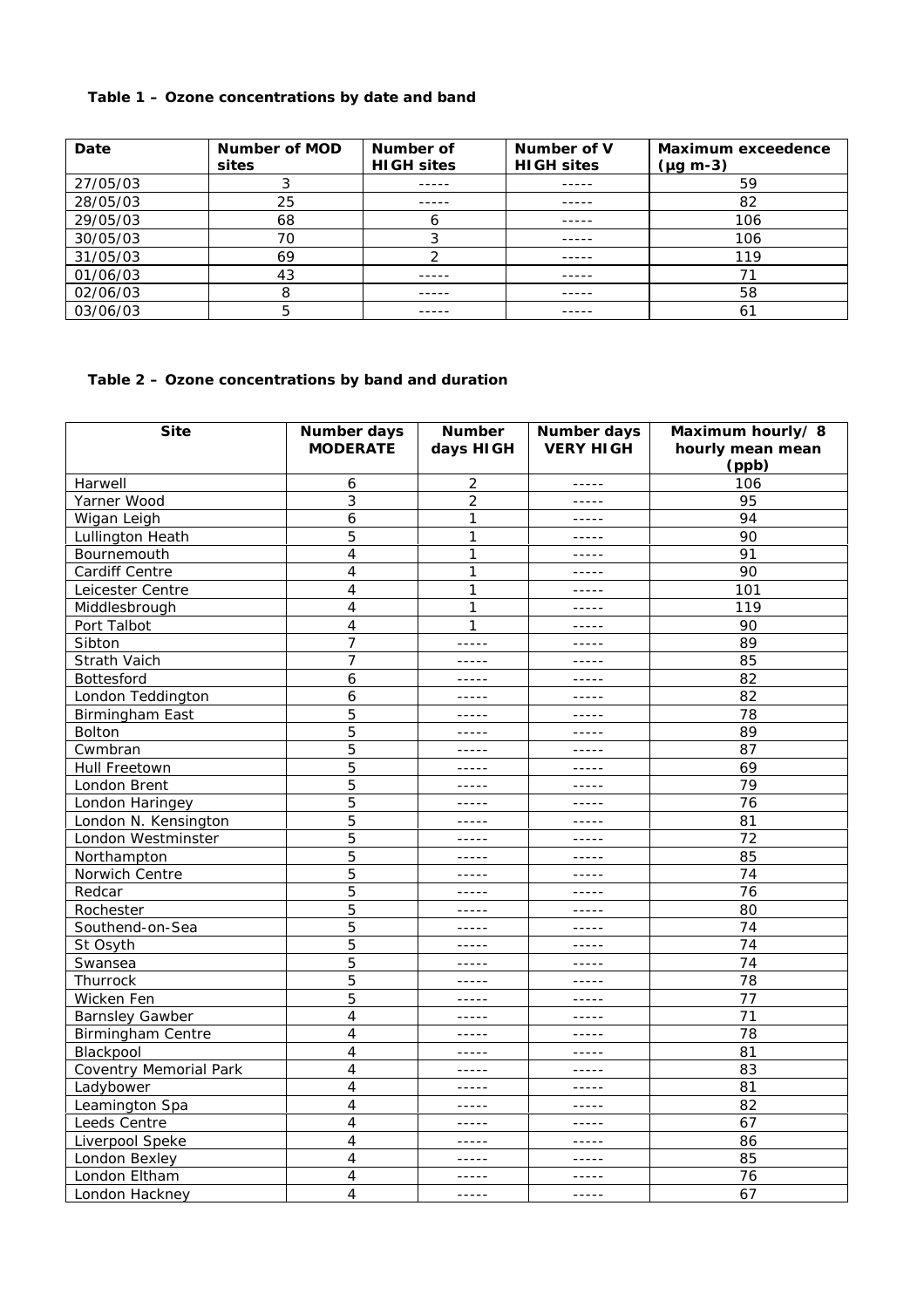**Table 1 – Ozone concentrations by date and band**

| Date | Number of MOD sites | Number of HIGH sites | Number of V HIGH sites | Maximum exceedence (µg m-3) |
|---|---|---|---|---|
| 27/05/03 | 3 | ----- | ----- | 59 |
| 28/05/03 | 25 | ----- | ----- | 82 |
| 29/05/03 | 68 | 6 | ----- | 106 |
| 30/05/03 | 70 | 3 | ----- | 106 |
| 31/05/03 | 69 | 2 | ----- | 119 |
| 01/06/03 | 43 | ----- | ----- | 71 |
| 02/06/03 | 8 | ----- | ----- | 58 |
| 03/06/03 | 5 | ----- | ----- | 61 |

**Table 2 – Ozone concentrations by band and duration**

| Site | Number days MODERATE | Number days HIGH | Number days VERY HIGH | Maximum hourly/ 8 hourly mean mean (ppb) |
|---|---|---|---|---|
| Harwell | 6 | 2 | ----- | 106 |
| Yarner Wood | 3 | 2 | ----- | 95 |
| Wigan Leigh | 6 | 1 | ----- | 94 |
| Lullington Heath | 5 | 1 | ----- | 90 |
| Bournemouth | 4 | 1 | ----- | 91 |
| Cardiff Centre | 4 | 1 | ----- | 90 |
| Leicester Centre | 4 | 1 | ----- | 101 |
| Middlesbrough | 4 | 1 | ----- | 119 |
| Port Talbot | 4 | 1 | ----- | 90 |
| Sibton | 7 | ----- | ----- | 89 |
| Strath Vaich | 7 | ----- | ----- | 85 |
| Bottesford | 6 | ----- | ----- | 82 |
| London Teddington | 6 | ----- | ----- | 82 |
| Birmingham East | 5 | ----- | ----- | 78 |
| Bolton | 5 | ----- | ----- | 89 |
| Cwmbran | 5 | ----- | ----- | 87 |
| Hull Freetown | 5 | ----- | ----- | 69 |
| London Brent | 5 | ----- | ----- | 79 |
| London Haringey | 5 | ----- | ----- | 76 |
| London N. Kensington | 5 | ----- | ----- | 81 |
| London Westminster | 5 | ----- | ----- | 72 |
| Northampton | 5 | ----- | ----- | 85 |
| Norwich Centre | 5 | ----- | ----- | 74 |
| Redcar | 5 | ----- | ----- | 76 |
| Rochester | 5 | ----- | ----- | 80 |
| Southend-on-Sea | 5 | ----- | ----- | 74 |
| St Osyth | 5 | ----- | ----- | 74 |
| Swansea | 5 | ----- | ----- | 74 |
| Thurrock | 5 | ----- | ----- | 78 |
| Wicken Fen | 5 | ----- | ----- | 77 |
| Barnsley Gawber | 4 | ----- | ----- | 71 |
| Birmingham Centre | 4 | ----- | ----- | 78 |
| Blackpool | 4 | ----- | ----- | 81 |
| Coventry Memorial Park | 4 | ----- | ----- | 83 |
| Ladybower | 4 | ----- | ----- | 81 |
| Leamington Spa | 4 | ----- | ----- | 82 |
| Leeds Centre | 4 | ----- | ----- | 67 |
| Liverpool Speke | 4 | ----- | ----- | 86 |
| London Bexley | 4 | ----- | ----- | 85 |
| London Eltham | 4 | ----- | ----- | 76 |
| London Hackney | 4 | ----- | ----- | 67 |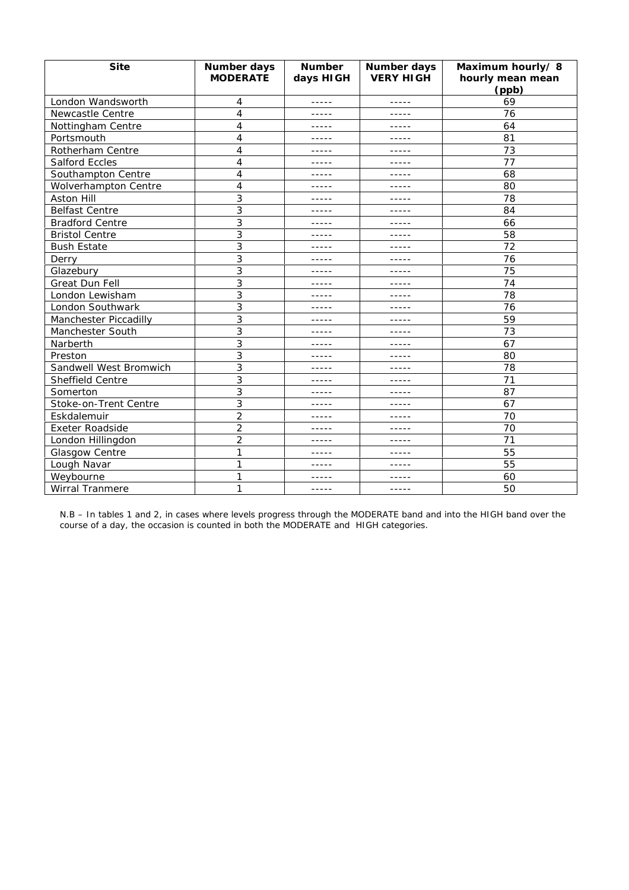| Site | Number days MODERATE | Number days HIGH | Number days VERY HIGH | Maximum hourly/ 8 hourly mean mean (ppb) |
|---|---|---|---|---|
| London Wandsworth | 4 | ----- | ----- | 69 |
| Newcastle Centre | 4 | ----- | ----- | 76 |
| Nottingham Centre | 4 | ----- | ----- | 64 |
| Portsmouth | 4 | ----- | ----- | 81 |
| Rotherham Centre | 4 | ----- | ----- | 73 |
| Salford Eccles | 4 | ----- | ----- | 77 |
| Southampton Centre | 4 | ----- | ----- | 68 |
| Wolverhampton Centre | 4 | ----- | ----- | 80 |
| Aston Hill | 3 | ----- | ----- | 78 |
| Belfast Centre | 3 | ----- | ----- | 84 |
| Bradford Centre | 3 | ----- | ----- | 66 |
| Bristol Centre | 3 | ----- | ----- | 58 |
| Bush Estate | 3 | ----- | ----- | 72 |
| Derry | 3 | ----- | ----- | 76 |
| Glazebury | 3 | ----- | ----- | 75 |
| Great Dun Fell | 3 | ----- | ----- | 74 |
| London Lewisham | 3 | ----- | ----- | 78 |
| London Southwark | 3 | ----- | ----- | 76 |
| Manchester Piccadilly | 3 | ----- | ----- | 59 |
| Manchester South | 3 | ----- | ----- | 73 |
| Narberth | 3 | ----- | ----- | 67 |
| Preston | 3 | ----- | ----- | 80 |
| Sandwell West Bromwich | 3 | ----- | ----- | 78 |
| Sheffield Centre | 3 | ----- | ----- | 71 |
| Somerton | 3 | ----- | ----- | 87 |
| Stoke-on-Trent Centre | 3 | ----- | ----- | 67 |
| Eskdalemuir | 2 | ----- | ----- | 70 |
| Exeter Roadside | 2 | ----- | ----- | 70 |
| London Hillingdon | 2 | ----- | ----- | 71 |
| Glasgow Centre | 1 | ----- | ----- | 55 |
| Lough Navar | 1 | ----- | ----- | 55 |
| Weybourne | 1 | ----- | ----- | 60 |
| Wirral Tranmere | 1 | ----- | ----- | 50 |

N.B – In tables 1 and 2, in cases where levels progress through the MODERATE band and into the HIGH band over the course of a day, the occasion is counted in both the MODERATE and HIGH categories.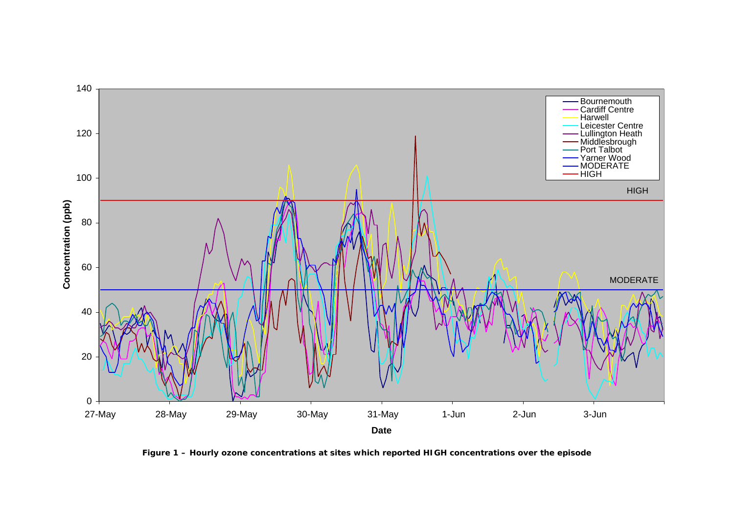**Figure 1 – Hourly ozone concentrations at sites which reported HIGH concentrations over the episode**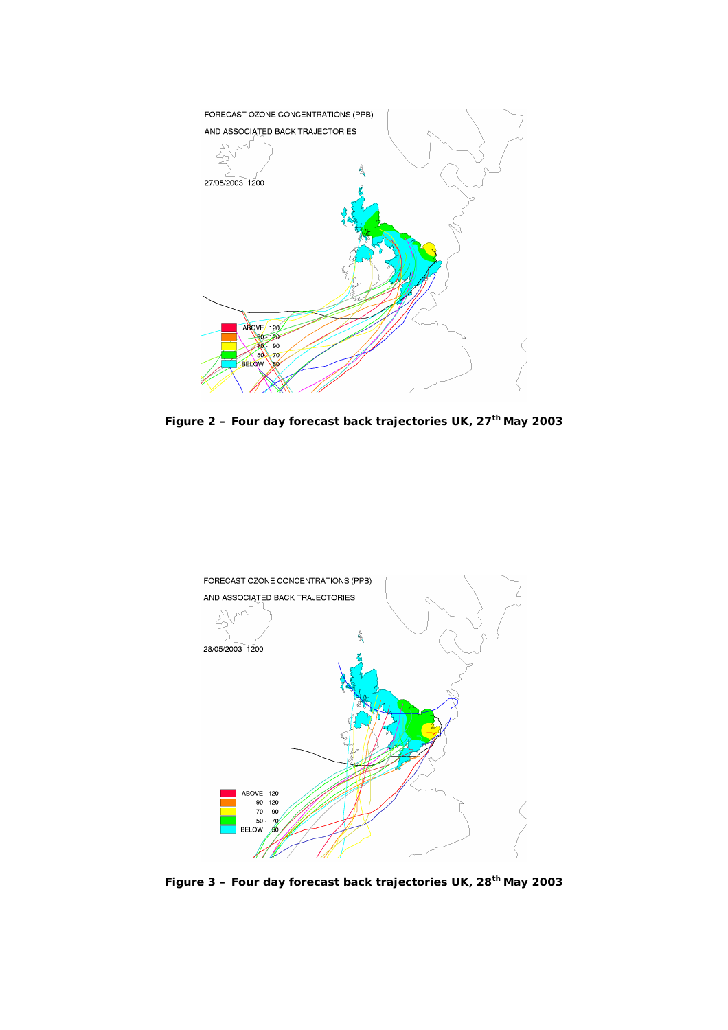**Figure 2 – Four day forecast back trajectories UK, 27th May 2003**

**Figure 3 – Four day forecast back trajectories UK, 28th May 2003**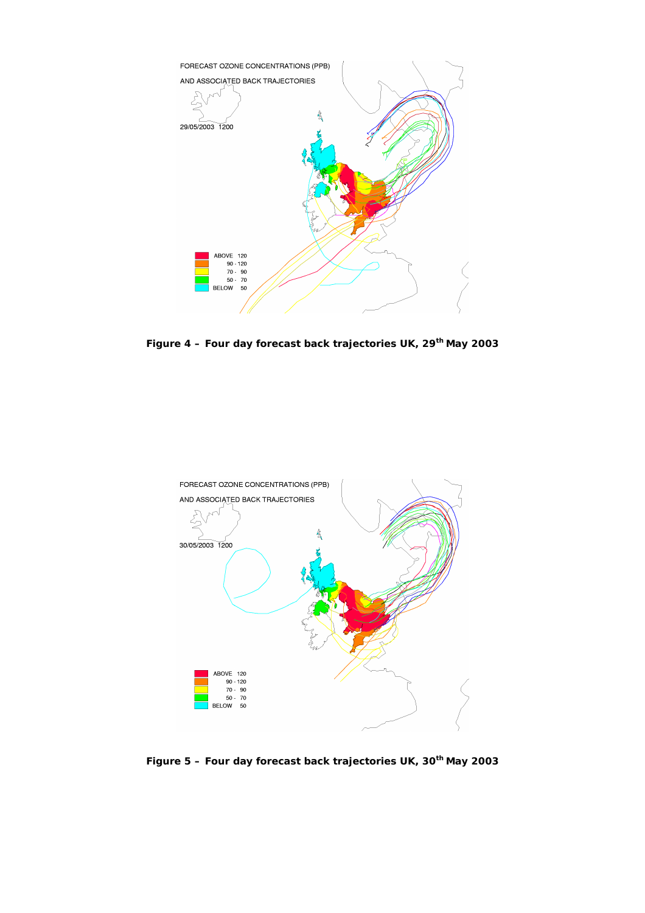**Figure 4 – Four day forecast back trajectories UK, 29th May 2003**

**Figure 5 – Four day forecast back trajectories UK, 30th May 2003**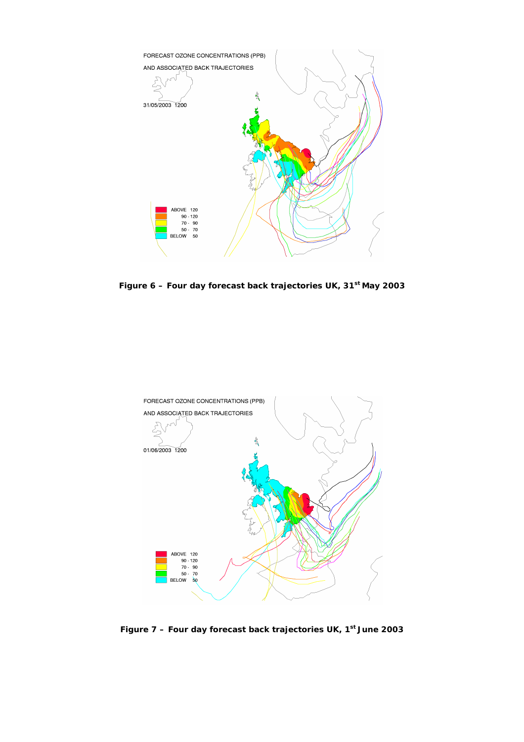**Figure 6 – Four day forecast back trajectories UK, 31st May 2003**

**Figure 7 – Four day forecast back trajectories UK, 1st June 2003**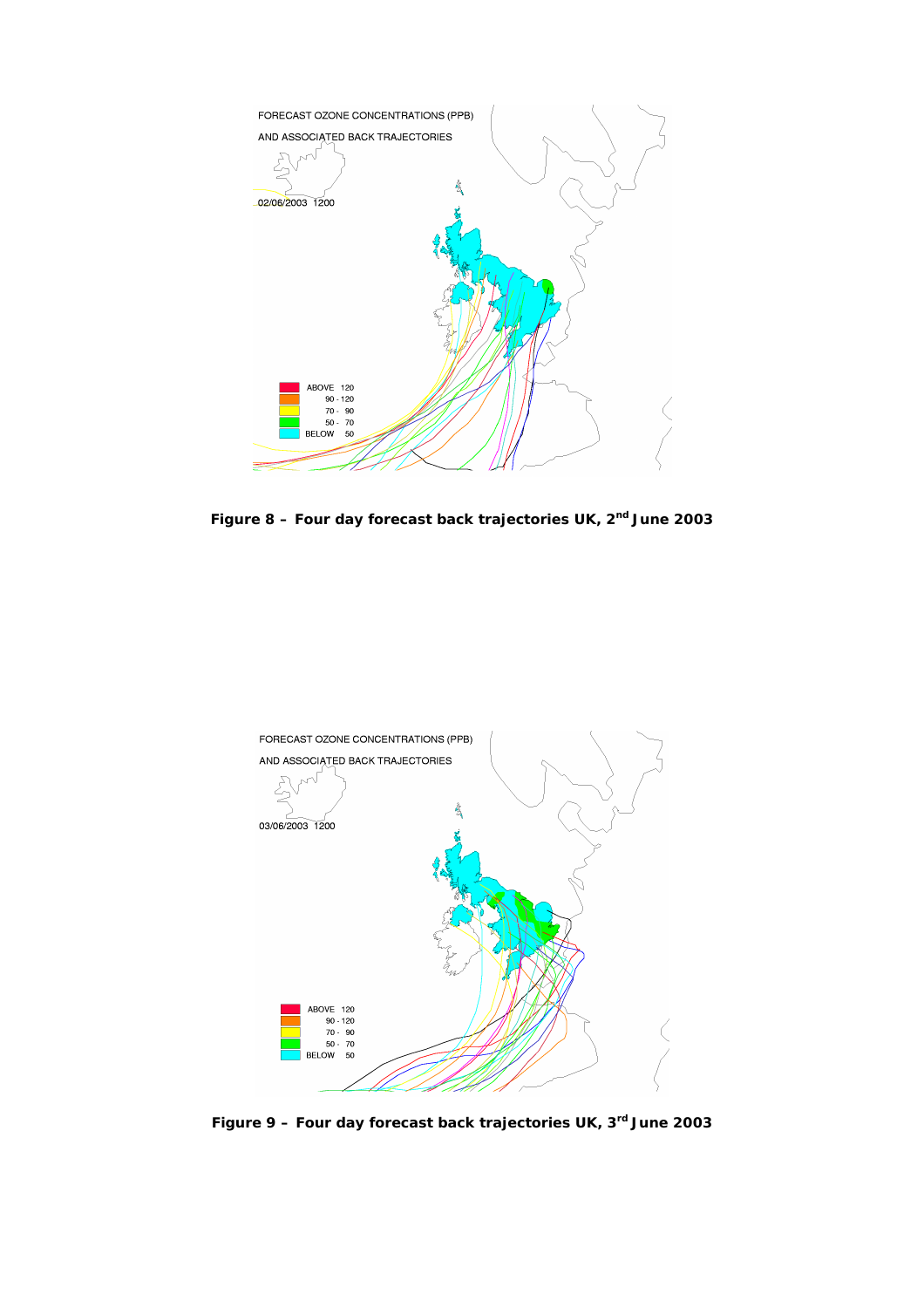FORECAST OZONE CONCENTRATIONS (PPB)

AND ASSOCIATED BACK TRAJECTORIES

02/06/2003 1200

ABOVE 120
90 - 120
70 - 90
50 - 70
BELOW 50

**Figure 8 – Four day forecast back trajectories UK, 2nd June 2003**

FORECAST OZONE CONCENTRATIONS (PPB)

AND ASSOCIATED BACK TRAJECTORIES

03/06/2003 1200

ABOVE 120
90 - 120
70 - 90
50 - 70
BELOW 50

**Figure 9 – Four day forecast back trajectories UK, 3rd June 2003**